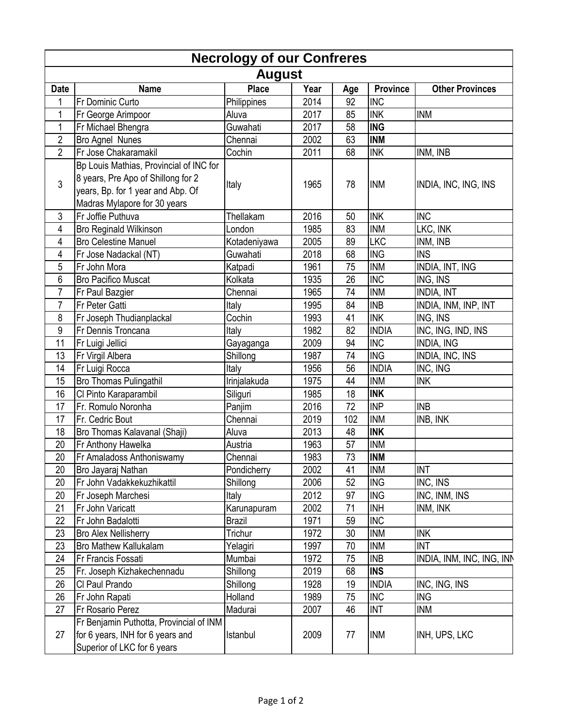# Necrology of our Confreres

## August

| Date | Name | Place | Year | Age | Province | Other Provinces |
|---|---|---|---|---|---|---|
| 1 | Fr Dominic Curto | Philippines | 2014 | 92 | INC | |
| 1 | Fr George Arimpoor | Aluva | 2017 | 85 | INK | INM |
| 1 | Fr Michael Bhengra | Guwahati | 2017 | 58 | **ING** | |
| 2 | Bro Agnel Nunes | Chennai | 2002 | 63 | **INM** | |
| 2 | Fr Jose Chakaramakil | Cochin | 2011 | 68 | INK | INM, INB |
| 3 | Bp Louis Mathias, Provincial of INC for 8 years, Pre Apo of Shillong for 2 years, Bp. for 1 year and Abp. Of Madras Mylapore for 30 years | Italy | 1965 | 78 | INM | INDIA, INC, ING, INS |
| 3 | Fr Joffie Puthuva | Thellakam | 2016 | 50 | INK | INC |
| 4 | Bro Reginald Wilkinson | London | 1985 | 83 | INM | LKC, INK |
| 4 | Bro Celestine Manuel | Kotadeniyawa | 2005 | 89 | LKC | INM, INB |
| 4 | Fr Jose Nadackal (NT) | Guwahati | 2018 | 68 | ING | INS |
| 5 | Fr John Mora | Katpadi | 1961 | 75 | INM | INDIA, INT, ING |
| 6 | Bro Pacifico Muscat | Kolkata | 1935 | 26 | INC | ING, INS |
| 7 | Fr Paul Bazgier | Chennai | 1965 | 74 | INM | INDIA, INT |
| 7 | Fr Peter Gatti | Italy | 1995 | 84 | INB | INDIA, INM, INP, INT |
| 8 | Fr Joseph Thudianplackal | Cochin | 1993 | 41 | INK | ING, INS |
| 9 | Fr Dennis Troncana | Italy | 1982 | 82 | INDIA | INC, ING, IND, INS |
| 11 | Fr Luigi Jellici | Gayaganga | 2009 | 94 | INC | INDIA, ING |
| 13 | Fr Virgil Albera | Shillong | 1987 | 74 | ING | INDIA, INC, INS |
| 14 | Fr Luigi Rocca | Italy | 1956 | 56 | INDIA | INC, ING |
| 15 | Bro Thomas Pulingathil | Irinjalakuda | 1975 | 44 | INM | INK |
| 16 | Cl Pinto Karaparambil | Siliguri | 1985 | 18 | **INK** | |
| 17 | Fr. Romulo Noronha | Panjim | 2016 | 72 | INP | INB |
| 17 | Fr. Cedric Bout | Chennai | 2019 | 102 | INM | INB, INK |
| 18 | Bro Thomas Kalavanal (Shaji) | Aluva | 2013 | 48 | **INK** | |
| 20 | Fr Anthony Hawelka | Austria | 1963 | 57 | INM | |
| 20 | Fr Amaladoss Anthoniswamy | Chennai | 1983 | 73 | **INM** | |
| 20 | Bro Jayaraj Nathan | Pondicherry | 2002 | 41 | INM | INT |
| 20 | Fr John Vadakkekuzhikattil | Shillong | 2006 | 52 | ING | INC, INS |
| 20 | Fr Joseph Marchesi | Italy | 2012 | 97 | ING | INC, INM, INS |
| 21 | Fr John Varicatt | Karunapuram | 2002 | 71 | INH | INM, INK |
| 22 | Fr John Badalotti | Brazil | 1971 | 59 | INC | |
| 23 | Bro Alex Nellisherry | Trichur | 1972 | 30 | INM | INK |
| 23 | Bro Mathew Kallukalam | Yelagiri | 1997 | 70 | INM | INT |
| 24 | Fr Francis Fossati | Mumbai | 1972 | 75 | INB | INDIA, INM, INC, ING, INN |
| 25 | Fr. Joseph Kizhakechennadu | Shillong | 2019 | 68 | **INS** | |
| 26 | Cl Paul Prando | Shillong | 1928 | 19 | INDIA | INC, ING, INS |
| 26 | Fr John Rapati | Holland | 1989 | 75 | INC | ING |
| 27 | Fr Rosario Perez | Madurai | 2007 | 46 | INT | INM |
| 27 | Fr Benjamin Puthotta, Provincial of INM for 6 years, INH for 6 years and Superior of LKC for 6 years | Istanbul | 2009 | 77 | INM | INH, UPS, LKC |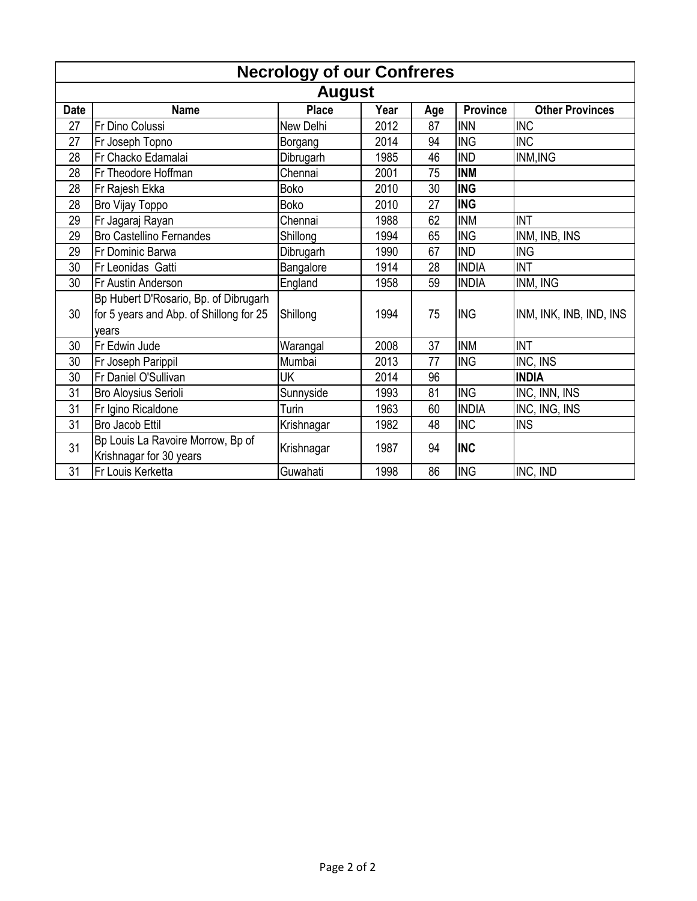# Necrology of our Confreres

## August

| Date | Name | Place | Year | Age | Province | Other Provinces |
|---|---|---|---|---|---|---|
| 27 | Fr Dino Colussi | New Delhi | 2012 | 87 | INN | INC |
| 27 | Fr Joseph Topno | Borgang | 2014 | 94 | ING | INC |
| 28 | Fr Chacko Edamalai | Dibrugarh | 1985 | 46 | IND | INM,ING |
| 28 | Fr Theodore Hoffman | Chennai | 2001 | 75 | **INM** | |
| 28 | Fr Rajesh Ekka | Boko | 2010 | 30 | **ING** | |
| 28 | Bro Vijay Toppo | Boko | 2010 | 27 | **ING** | |
| 29 | Fr Jagaraj Rayan | Chennai | 1988 | 62 | INM | INT |
| 29 | Bro Castellino Fernandes | Shillong | 1994 | 65 | ING | INM, INB, INS |
| 29 | Fr Dominic Barwa | Dibrugarh | 1990 | 67 | IND | ING |
| 30 | Fr Leonidas Gatti | Bangalore | 1914 | 28 | INDIA | INT |
| 30 | Fr Austin Anderson | England | 1958 | 59 | INDIA | INM, ING |
| 30 | Bp Hubert D'Rosario, Bp. of Dibrugarh for 5 years and Abp. of Shillong for 25 years | Shillong | 1994 | 75 | ING | INM, INK, INB, IND, INS |
| 30 | Fr Edwin Jude | Warangal | 2008 | 37 | INM | INT |
| 30 | Fr Joseph Parippil | Mumbai | 2013 | 77 | ING | INC, INS |
| 30 | Fr Daniel O'Sullivan | UK | 2014 | 96 | | **INDIA** |
| 31 | Bro Aloysius Serioli | Sunnyside | 1993 | 81 | ING | INC, INN, INS |
| 31 | Fr Igino Ricaldone | Turin | 1963 | 60 | INDIA | INC, ING, INS |
| 31 | Bro Jacob Ettil | Krishnagar | 1982 | 48 | INC | INS |
| 31 | Bp Louis La Ravoire Morrow, Bp of Krishnagar for 30 years | Krishnagar | 1987 | 94 | **INC** | |
| 31 | Fr Louis Kerketta | Guwahati | 1998 | 86 | ING | INC, IND |